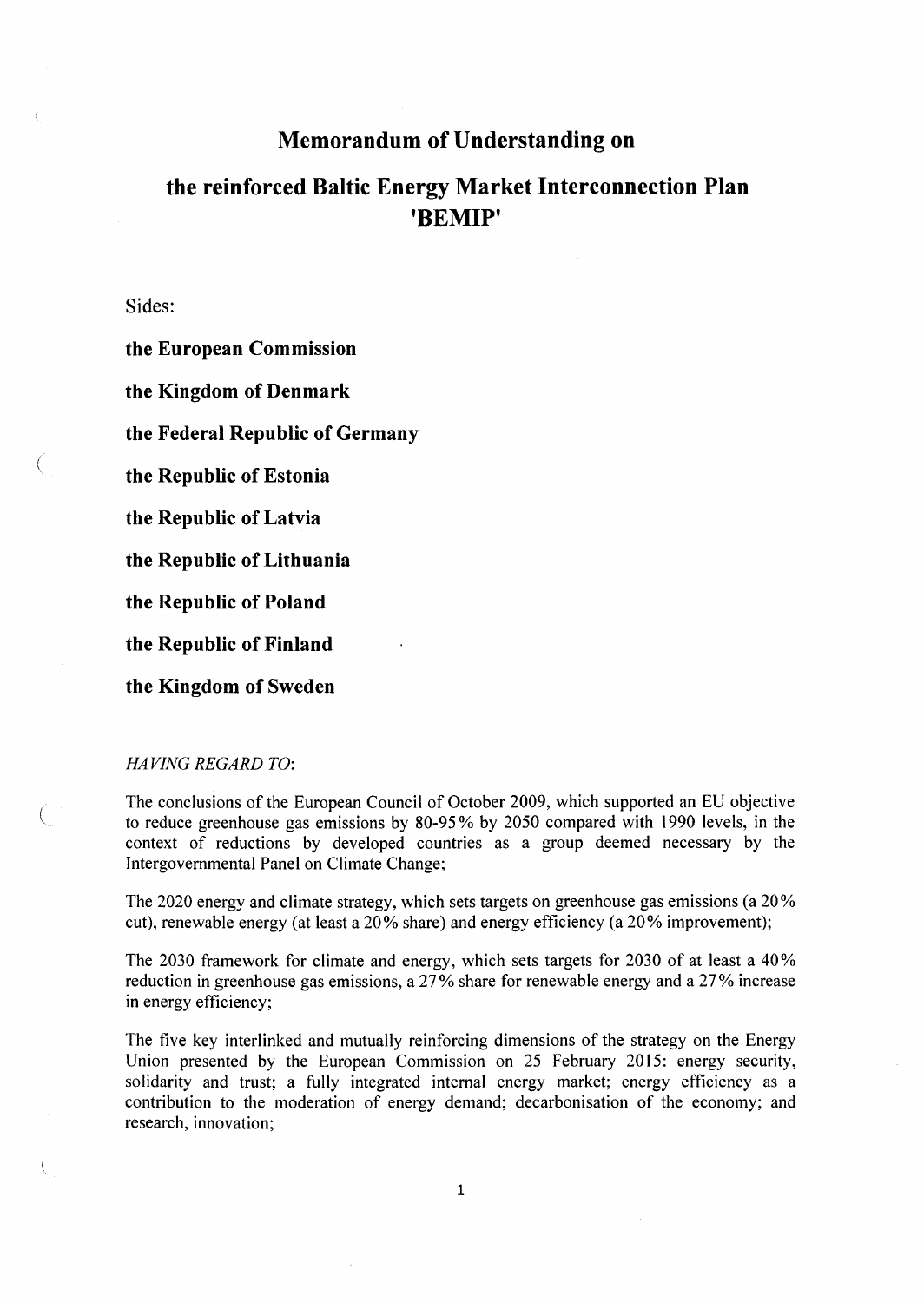# Memorandum of Understanding on

# the reinforced Baltic Energy Market Interconnection Plan 'BEMIP'

Sides:

**the European Commission**

**the Kingdom of Denmark**

**the Federal Republic of Germany**

**the Republic of Estonia**

**the Republic of Latvia**

**the Republic of Lithuania**

**the Republic of Poland**

**the Republic of Finland**

**the Kingdom of Sweden**

*HAVING REGARD TO*:

The conclusions of the European Council of October 2009, which supported an EU objective to reduce greenhouse gas emissions by 80-95% by 2050 compared with 1990 levels, in the context of reductions by developed countries as a group deemed necessary by the Intergovernmental Panel on Climate Change;

The 2020 energy and climate strategy, which sets targets on greenhouse gas emissions (a 20% cut), renewable energy (at least a 20% share) and energy efficiency (a 20% improvement);

The 2030 framework for climate and energy, which sets targets for 2030 of at least a 40% reduction in greenhouse gas emissions, a 27% share for renewable energy and a 27% increase in energy efficiency;

The five key interlinked and mutually reinforcing dimensions of the strategy on the Energy Union presented by the European Commission on 25 February 2015: energy security, solidarity and trust; a fully integrated internal energy market; energy efficiency as a contribution to the moderation of energy demand; decarbonisation of the economy; and research, innovation;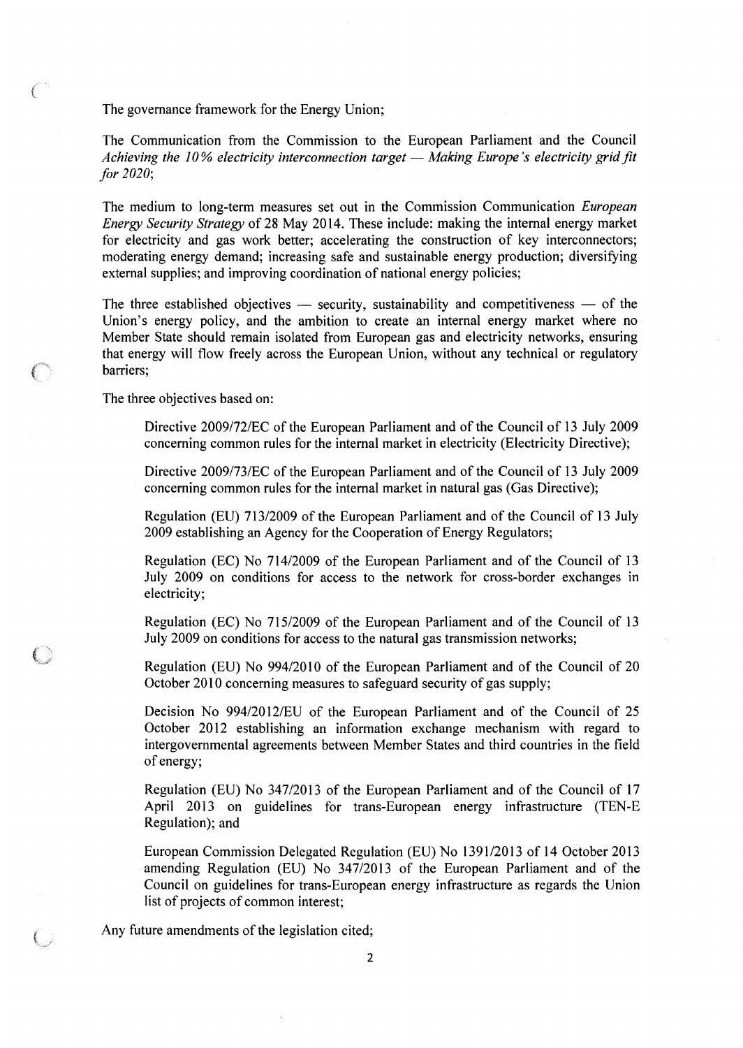The governance framework for the Energy Union;

The Communication from the Commission to the European Parliament and the Council *Achieving the 10% electricity interconnection target — Making Europe's electricity grid fit for 2020*;

The medium to long-term measures set out in the Commission Communication *European Energy Security Strategy* of 28 May 2014. These include: making the internal energy market for electricity and gas work better; accelerating the construction of key interconnectors; moderating energy demand; increasing safe and sustainable energy production; diversifying external supplies; and improving coordination of national energy policies;

The three established objectives — security, sustainability and competitiveness — of the Union's energy policy, and the ambition to create an internal energy market where no Member State should remain isolated from European gas and electricity networks, ensuring that energy will flow freely across the European Union, without any technical or regulatory barriers;

The three objectives based on:

> Directive 2009/72/EC of the European Parliament and of the Council of 13 July 2009 concerning common rules for the internal market in electricity (Electricity Directive);
>
> Directive 2009/73/EC of the European Parliament and of the Council of 13 July 2009 concerning common rules for the internal market in natural gas (Gas Directive);
>
> Regulation (EU) 713/2009 of the European Parliament and of the Council of 13 July 2009 establishing an Agency for the Cooperation of Energy Regulators;
>
> Regulation (EC) No 714/2009 of the European Parliament and of the Council of 13 July 2009 on conditions for access to the network for cross-border exchanges in electricity;
>
> Regulation (EC) No 715/2009 of the European Parliament and of the Council of 13 July 2009 on conditions for access to the natural gas transmission networks;
>
> Regulation (EU) No 994/2010 of the European Parliament and of the Council of 20 October 2010 concerning measures to safeguard security of gas supply;
>
> Decision No 994/2012/EU of the European Parliament and of the Council of 25 October 2012 establishing an information exchange mechanism with regard to intergovernmental agreements between Member States and third countries in the field of energy;
>
> Regulation (EU) No 347/2013 of the European Parliament and of the Council of 17 April 2013 on guidelines for trans-European energy infrastructure (TEN-E Regulation); and
>
> European Commission Delegated Regulation (EU) No 1391/2013 of 14 October 2013 amending Regulation (EU) No 347/2013 of the European Parliament and of the Council on guidelines for trans-European energy infrastructure as regards the Union list of projects of common interest;

Any future amendments of the legislation cited;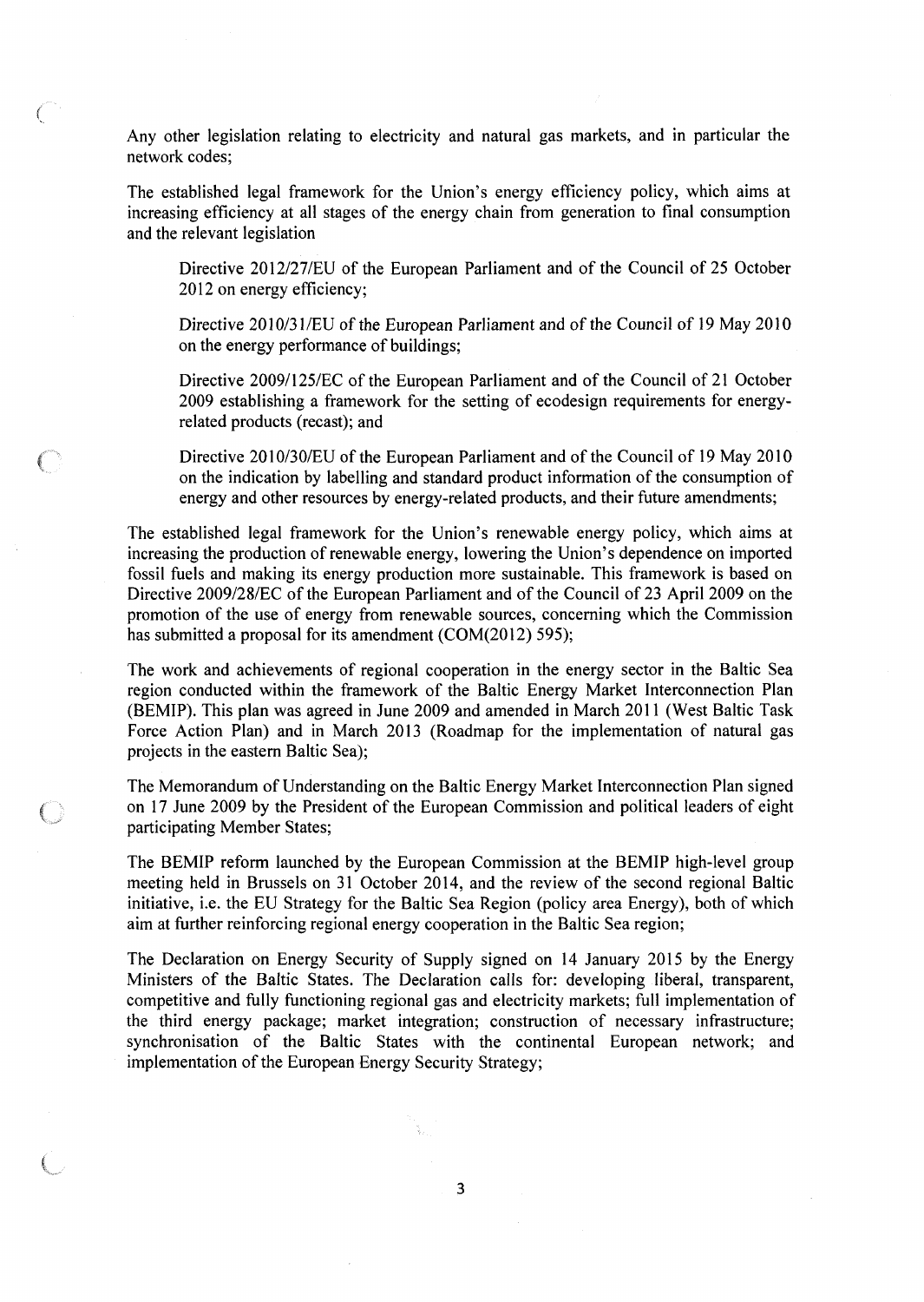Any other legislation relating to electricity and natural gas markets, and in particular the network codes;

The established legal framework for the Union's energy efficiency policy, which aims at increasing efficiency at all stages of the energy chain from generation to final consumption and the relevant legislation

> Directive 2012/27/EU of the European Parliament and of the Council of 25 October 2012 on energy efficiency;
>
> Directive 2010/31/EU of the European Parliament and of the Council of 19 May 2010 on the energy performance of buildings;
>
> Directive 2009/125/EC of the European Parliament and of the Council of 21 October 2009 establishing a framework for the setting of ecodesign requirements for energy-related products (recast); and
>
> Directive 2010/30/EU of the European Parliament and of the Council of 19 May 2010 on the indication by labelling and standard product information of the consumption of energy and other resources by energy-related products, and their future amendments;

The established legal framework for the Union's renewable energy policy, which aims at increasing the production of renewable energy, lowering the Union's dependence on imported fossil fuels and making its energy production more sustainable. This framework is based on Directive 2009/28/EC of the European Parliament and of the Council of 23 April 2009 on the promotion of the use of energy from renewable sources, concerning which the Commission has submitted a proposal for its amendment (COM(2012) 595);

The work and achievements of regional cooperation in the energy sector in the Baltic Sea region conducted within the framework of the Baltic Energy Market Interconnection Plan (BEMIP). This plan was agreed in June 2009 and amended in March 2011 (West Baltic Task Force Action Plan) and in March 2013 (Roadmap for the implementation of natural gas projects in the eastern Baltic Sea);

The Memorandum of Understanding on the Baltic Energy Market Interconnection Plan signed on 17 June 2009 by the President of the European Commission and political leaders of eight participating Member States;

The BEMIP reform launched by the European Commission at the BEMIP high-level group meeting held in Brussels on 31 October 2014, and the review of the second regional Baltic initiative, i.e. the EU Strategy for the Baltic Sea Region (policy area Energy), both of which aim at further reinforcing regional energy cooperation in the Baltic Sea region;

The Declaration on Energy Security of Supply signed on 14 January 2015 by the Energy Ministers of the Baltic States. The Declaration calls for: developing liberal, transparent, competitive and fully functioning regional gas and electricity markets; full implementation of the third energy package; market integration; construction of necessary infrastructure; synchronisation of the Baltic States with the continental European network; and implementation of the European Energy Security Strategy;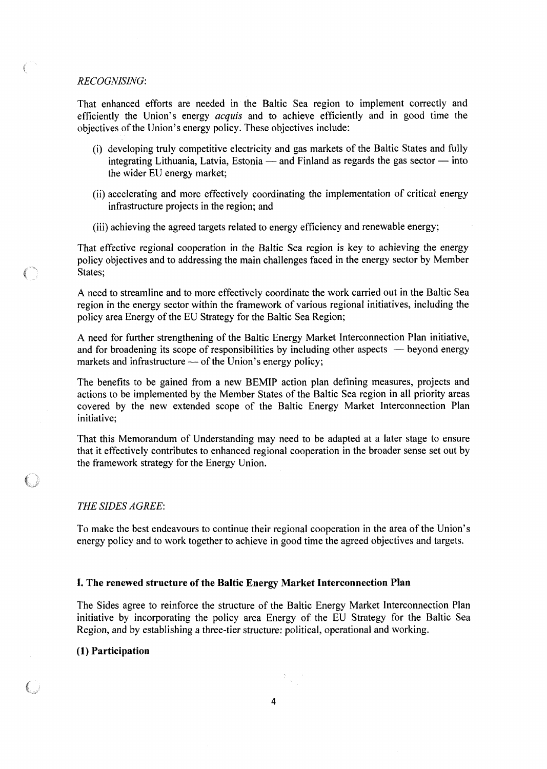*RECOGNISING:*

That enhanced efforts are needed in the Baltic Sea region to implement correctly and efficiently the Union's energy *acquis* and to achieve efficiently and in good time the objectives of the Union's energy policy. These objectives include:

(i) developing truly competitive electricity and gas markets of the Baltic States and fully integrating Lithuania, Latvia, Estonia — and Finland as regards the gas sector — into the wider EU energy market;

(ii) accelerating and more effectively coordinating the implementation of critical energy infrastructure projects in the region; and

(iii) achieving the agreed targets related to energy efficiency and renewable energy;

That effective regional cooperation in the Baltic Sea region is key to achieving the energy policy objectives and to addressing the main challenges faced in the energy sector by Member States;

A need to streamline and to more effectively coordinate the work carried out in the Baltic Sea region in the energy sector within the framework of various regional initiatives, including the policy area Energy of the EU Strategy for the Baltic Sea Region;

A need for further strengthening of the Baltic Energy Market Interconnection Plan initiative, and for broadening its scope of responsibilities by including other aspects — beyond energy markets and infrastructure — of the Union's energy policy;

The benefits to be gained from a new BEMIP action plan defining measures, projects and actions to be implemented by the Member States of the Baltic Sea region in all priority areas covered by the new extended scope of the Baltic Energy Market Interconnection Plan initiative;

That this Memorandum of Understanding may need to be adapted at a later stage to ensure that it effectively contributes to enhanced regional cooperation in the broader sense set out by the framework strategy for the Energy Union.

*THE SIDES AGREE:*

To make the best endeavours to continue their regional cooperation in the area of the Union's energy policy and to work together to achieve in good time the agreed objectives and targets.

## I. The renewed structure of the Baltic Energy Market Interconnection Plan

The Sides agree to reinforce the structure of the Baltic Energy Market Interconnection Plan initiative by incorporating the policy area Energy of the EU Strategy for the Baltic Sea Region, and by establishing a three-tier structure: political, operational and working.

### (1) Participation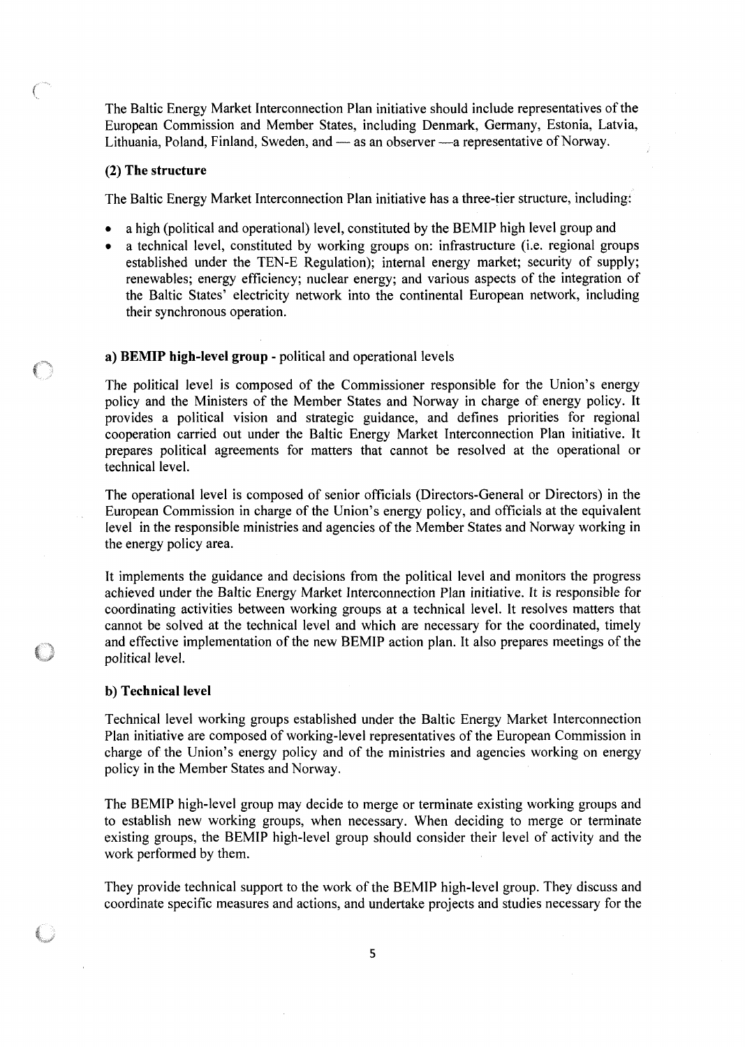The Baltic Energy Market Interconnection Plan initiative should include representatives of the European Commission and Member States, including Denmark, Germany, Estonia, Latvia, Lithuania, Poland, Finland, Sweden, and — as an observer —a representative of Norway.

**(2) The structure**

The Baltic Energy Market Interconnection Plan initiative has a three-tier structure, including:

- a high (political and operational) level, constituted by the BEMIP high level group and
- a technical level, constituted by working groups on: infrastructure (i.e. regional groups established under the TEN-E Regulation); internal energy market; security of supply; renewables; energy efficiency; nuclear energy; and various aspects of the integration of the Baltic States' electricity network into the continental European network, including their synchronous operation.

**a) BEMIP high-level group** - political and operational levels

The political level is composed of the Commissioner responsible for the Union's energy policy and the Ministers of the Member States and Norway in charge of energy policy. It provides a political vision and strategic guidance, and defines priorities for regional cooperation carried out under the Baltic Energy Market Interconnection Plan initiative. It prepares political agreements for matters that cannot be resolved at the operational or technical level.

The operational level is composed of senior officials (Directors-General or Directors) in the European Commission in charge of the Union's energy policy, and officials at the equivalent level in the responsible ministries and agencies of the Member States and Norway working in the energy policy area.

It implements the guidance and decisions from the political level and monitors the progress achieved under the Baltic Energy Market Interconnection Plan initiative. It is responsible for coordinating activities between working groups at a technical level. It resolves matters that cannot be solved at the technical level and which are necessary for the coordinated, timely and effective implementation of the new BEMIP action plan. It also prepares meetings of the political level.

**b) Technical level**

Technical level working groups established under the Baltic Energy Market Interconnection Plan initiative are composed of working-level representatives of the European Commission in charge of the Union's energy policy and of the ministries and agencies working on energy policy in the Member States and Norway.

The BEMIP high-level group may decide to merge or terminate existing working groups and to establish new working groups, when necessary. When deciding to merge or terminate existing groups, the BEMIP high-level group should consider their level of activity and the work performed by them.

They provide technical support to the work of the BEMIP high-level group. They discuss and coordinate specific measures and actions, and undertake projects and studies necessary for the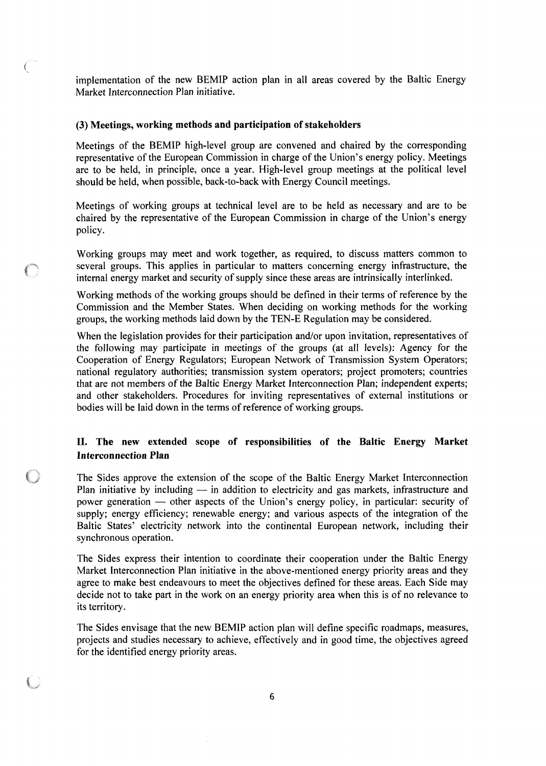implementation of the new BEMIP action plan in all areas covered by the Baltic Energy Market Interconnection Plan initiative.

### (3) Meetings, working methods and participation of stakeholders

Meetings of the BEMIP high-level group are convened and chaired by the corresponding representative of the European Commission in charge of the Union's energy policy. Meetings are to be held, in principle, once a year. High-level group meetings at the political level should be held, when possible, back-to-back with Energy Council meetings.

Meetings of working groups at technical level are to be held as necessary and are to be chaired by the representative of the European Commission in charge of the Union's energy policy.

Working groups may meet and work together, as required, to discuss matters common to several groups. This applies in particular to matters concerning energy infrastructure, the internal energy market and security of supply since these areas are intrinsically interlinked.

Working methods of the working groups should be defined in their terms of reference by the Commission and the Member States. When deciding on working methods for the working groups, the working methods laid down by the TEN-E Regulation may be considered.

When the legislation provides for their participation and/or upon invitation, representatives of the following may participate in meetings of the groups (at all levels): Agency for the Cooperation of Energy Regulators; European Network of Transmission System Operators; national regulatory authorities; transmission system operators; project promoters; countries that are not members of the Baltic Energy Market Interconnection Plan; independent experts; and other stakeholders. Procedures for inviting representatives of external institutions or bodies will be laid down in the terms of reference of working groups.

## II. The new extended scope of responsibilities of the Baltic Energy Market Interconnection Plan

The Sides approve the extension of the scope of the Baltic Energy Market Interconnection Plan initiative by including — in addition to electricity and gas markets, infrastructure and power generation — other aspects of the Union's energy policy, in particular: security of supply; energy efficiency; renewable energy; and various aspects of the integration of the Baltic States' electricity network into the continental European network, including their synchronous operation.

The Sides express their intention to coordinate their cooperation under the Baltic Energy Market Interconnection Plan initiative in the above-mentioned energy priority areas and they agree to make best endeavours to meet the objectives defined for these areas. Each Side may decide not to take part in the work on an energy priority area when this is of no relevance to its territory.

The Sides envisage that the new BEMIP action plan will define specific roadmaps, measures, projects and studies necessary to achieve, effectively and in good time, the objectives agreed for the identified energy priority areas.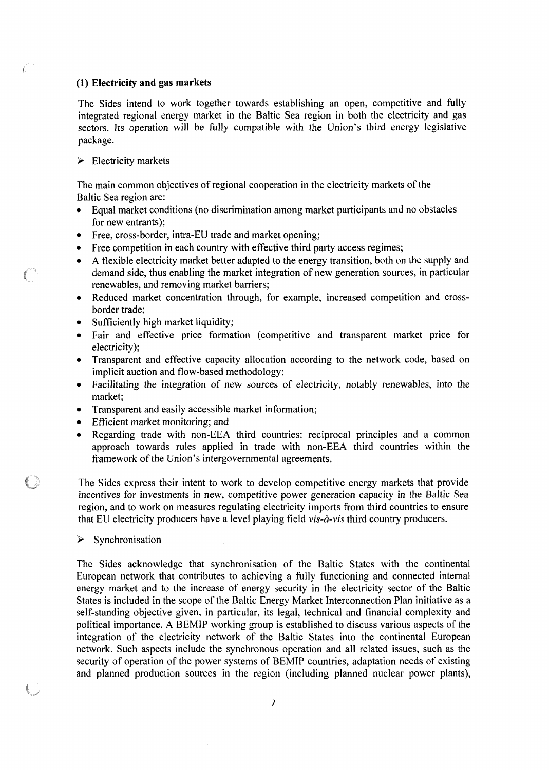### (1) Electricity and gas markets

The Sides intend to work together towards establishing an open, competitive and fully integrated regional energy market in the Baltic Sea region in both the electricity and gas sectors. Its operation will be fully compatible with the Union's third energy legislative package.

➢ Electricity markets

The main common objectives of regional cooperation in the electricity markets of the Baltic Sea region are:

- Equal market conditions (no discrimination among market participants and no obstacles for new entrants);
- Free, cross-border, intra-EU trade and market opening;
- Free competition in each country with effective third party access regimes;
- A flexible electricity market better adapted to the energy transition, both on the supply and demand side, thus enabling the market integration of new generation sources, in particular renewables, and removing market barriers;
- Reduced market concentration through, for example, increased competition and cross-border trade;
- Sufficiently high market liquidity;
- Fair and effective price formation (competitive and transparent market price for electricity);
- Transparent and effective capacity allocation according to the network code, based on implicit auction and flow-based methodology;
- Facilitating the integration of new sources of electricity, notably renewables, into the market;
- Transparent and easily accessible market information;
- Efficient market monitoring; and
- Regarding trade with non-EEA third countries: reciprocal principles and a common approach towards rules applied in trade with non-EEA third countries within the framework of the Union's intergovernmental agreements.

The Sides express their intent to work to develop competitive energy markets that provide incentives for investments in new, competitive power generation capacity in the Baltic Sea region, and to work on measures regulating electricity imports from third countries to ensure that EU electricity producers have a level playing field *vis-à-vis* third country producers.

➢ Synchronisation

The Sides acknowledge that synchronisation of the Baltic States with the continental European network that contributes to achieving a fully functioning and connected internal energy market and to the increase of energy security in the electricity sector of the Baltic States is included in the scope of the Baltic Energy Market Interconnection Plan initiative as a self-standing objective given, in particular, its legal, technical and financial complexity and political importance. A BEMIP working group is established to discuss various aspects of the integration of the electricity network of the Baltic States into the continental European network. Such aspects include the synchronous operation and all related issues, such as the security of operation of the power systems of BEMIP countries, adaptation needs of existing and planned production sources in the region (including planned nuclear power plants),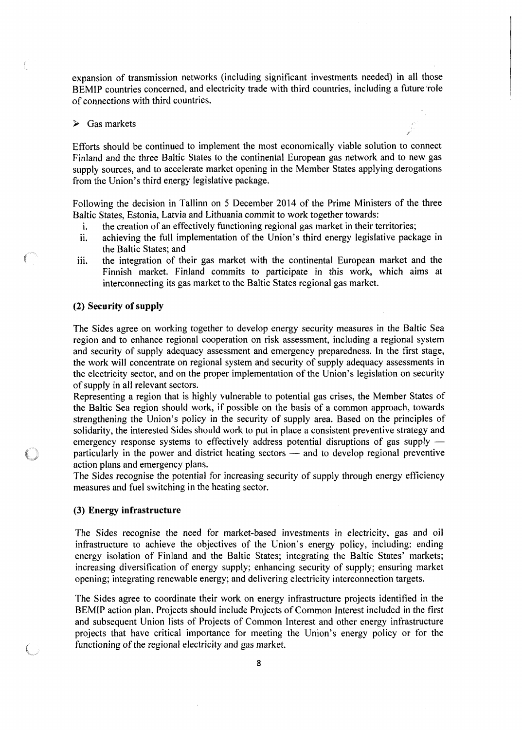expansion of transmission networks (including significant investments needed) in all those BEMIP countries concerned, and electricity trade with third countries, including a future role of connections with third countries.

➢ Gas markets

Efforts should be continued to implement the most economically viable solution to connect Finland and the three Baltic States to the continental European gas network and to new gas supply sources, and to accelerate market opening in the Member States applying derogations from the Union's third energy legislative package.

Following the decision in Tallinn on 5 December 2014 of the Prime Ministers of the three Baltic States, Estonia, Latvia and Lithuania commit to work together towards:

i. the creation of an effectively functioning regional gas market in their territories;
ii. achieving the full implementation of the Union's third energy legislative package in the Baltic States; and
iii. the integration of their gas market with the continental European market and the Finnish market. Finland commits to participate in this work, which aims at interconnecting its gas market to the Baltic States regional gas market.

**(2) Security of supply**

The Sides agree on working together to develop energy security measures in the Baltic Sea region and to enhance regional cooperation on risk assessment, including a regional system and security of supply adequacy assessment and emergency preparedness. In the first stage, the work will concentrate on regional system and security of supply adequacy assessments in the electricity sector, and on the proper implementation of the Union's legislation on security of supply in all relevant sectors.

Representing a region that is highly vulnerable to potential gas crises, the Member States of the Baltic Sea region should work, if possible on the basis of a common approach, towards strengthening the Union's policy in the security of supply area. Based on the principles of solidarity, the interested Sides should work to put in place a consistent preventive strategy and emergency response systems to effectively address potential disruptions of gas supply — particularly in the power and district heating sectors — and to develop regional preventive action plans and emergency plans.

The Sides recognise the potential for increasing security of supply through energy efficiency measures and fuel switching in the heating sector.

**(3) Energy infrastructure**

The Sides recognise the need for market-based investments in electricity, gas and oil infrastructure to achieve the objectives of the Union's energy policy, including: ending energy isolation of Finland and the Baltic States; integrating the Baltic States' markets; increasing diversification of energy supply; enhancing security of supply; ensuring market opening; integrating renewable energy; and delivering electricity interconnection targets.

The Sides agree to coordinate their work on energy infrastructure projects identified in the BEMIP action plan. Projects should include Projects of Common Interest included in the first and subsequent Union lists of Projects of Common Interest and other energy infrastructure projects that have critical importance for meeting the Union's energy policy or for the functioning of the regional electricity and gas market.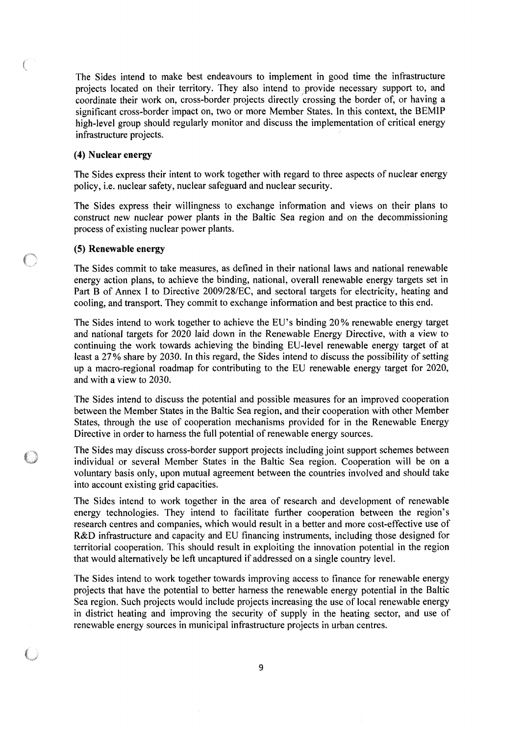The Sides intend to make best endeavours to implement in good time the infrastructure projects located on their territory. They also intend to provide necessary support to, and coordinate their work on, cross-border projects directly crossing the border of, or having a significant cross-border impact on, two or more Member States. In this context, the BEMIP high-level group should regularly monitor and discuss the implementation of critical energy infrastructure projects.

### (4) Nuclear energy

The Sides express their intent to work together with regard to three aspects of nuclear energy policy, i.e. nuclear safety, nuclear safeguard and nuclear security.

The Sides express their willingness to exchange information and views on their plans to construct new nuclear power plants in the Baltic Sea region and on the decommissioning process of existing nuclear power plants.

### (5) Renewable energy

The Sides commit to take measures, as defined in their national laws and national renewable energy action plans, to achieve the binding, national, overall renewable energy targets set in Part B of Annex I to Directive 2009/28/EC, and sectoral targets for electricity, heating and cooling, and transport. They commit to exchange information and best practice to this end.

The Sides intend to work together to achieve the EU's binding 20 % renewable energy target and national targets for 2020 laid down in the Renewable Energy Directive, with a view to continuing the work towards achieving the binding EU-level renewable energy target of at least a 27 % share by 2030. In this regard, the Sides intend to discuss the possibility of setting up a macro-regional roadmap for contributing to the EU renewable energy target for 2020, and with a view to 2030.

The Sides intend to discuss the potential and possible measures for an improved cooperation between the Member States in the Baltic Sea region, and their cooperation with other Member States, through the use of cooperation mechanisms provided for in the Renewable Energy Directive in order to harness the full potential of renewable energy sources.

The Sides may discuss cross-border support projects including joint support schemes between individual or several Member States in the Baltic Sea region. Cooperation will be on a voluntary basis only, upon mutual agreement between the countries involved and should take into account existing grid capacities.

The Sides intend to work together in the area of research and development of renewable energy technologies. They intend to facilitate further cooperation between the region's research centres and companies, which would result in a better and more cost-effective use of R&D infrastructure and capacity and EU financing instruments, including those designed for territorial cooperation. This should result in exploiting the innovation potential in the region that would alternatively be left uncaptured if addressed on a single country level.

The Sides intend to work together towards improving access to finance for renewable energy projects that have the potential to better harness the renewable energy potential in the Baltic Sea region. Such projects would include projects increasing the use of local renewable energy in district heating and improving the security of supply in the heating sector, and use of renewable energy sources in municipal infrastructure projects in urban centres.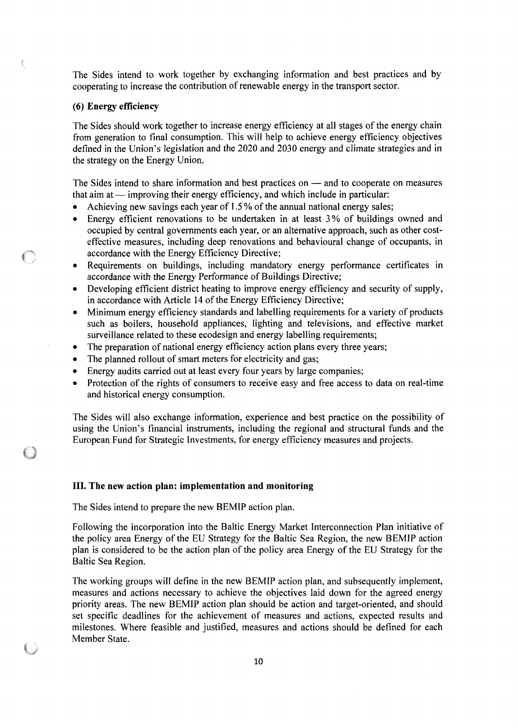The Sides intend to work together by exchanging information and best practices and by cooperating to increase the contribution of renewable energy in the transport sector.

### (6) Energy efficiency

The Sides should work together to increase energy efficiency at all stages of the energy chain from generation to final consumption. This will help to achieve energy efficiency objectives defined in the Union's legislation and the 2020 and 2030 energy and climate strategies and in the strategy on the Energy Union.

The Sides intend to share information and best practices on — and to cooperate on measures that aim at — improving their energy efficiency, and which include in particular:

- Achieving new savings each year of 1.5 % of the annual national energy sales;
- Energy efficient renovations to be undertaken in at least 3 % of buildings owned and occupied by central governments each year, or an alternative approach, such as other cost-effective measures, including deep renovations and behavioural change of occupants, in accordance with the Energy Efficiency Directive;
- Requirements on buildings, including mandatory energy performance certificates in accordance with the Energy Performance of Buildings Directive;
- Developing efficient district heating to improve energy efficiency and security of supply, in accordance with Article 14 of the Energy Efficiency Directive;
- Minimum energy efficiency standards and labelling requirements for a variety of products such as boilers, household appliances, lighting and televisions, and effective market surveillance related to these ecodesign and energy labelling requirements;
- The preparation of national energy efficiency action plans every three years;
- The planned rollout of smart meters for electricity and gas;
- Energy audits carried out at least every four years by large companies;
- Protection of the rights of consumers to receive easy and free access to data on real-time and historical energy consumption.

The Sides will also exchange information, experience and best practice on the possibility of using the Union's financial instruments, including the regional and structural funds and the European Fund for Strategic Investments, for energy efficiency measures and projects.

## III. The new action plan: implementation and monitoring

The Sides intend to prepare the new BEMIP action plan.

Following the incorporation into the Baltic Energy Market Interconnection Plan initiative of the policy area Energy of the EU Strategy for the Baltic Sea Region, the new BEMIP action plan is considered to be the action plan of the policy area Energy of the EU Strategy for the Baltic Sea Region.

The working groups will define in the new BEMIP action plan, and subsequently implement, measures and actions necessary to achieve the objectives laid down for the agreed energy priority areas. The new BEMIP action plan should be action and target-oriented, and should set specific deadlines for the achievement of measures and actions, expected results and milestones. Where feasible and justified, measures and actions should be defined for each Member State.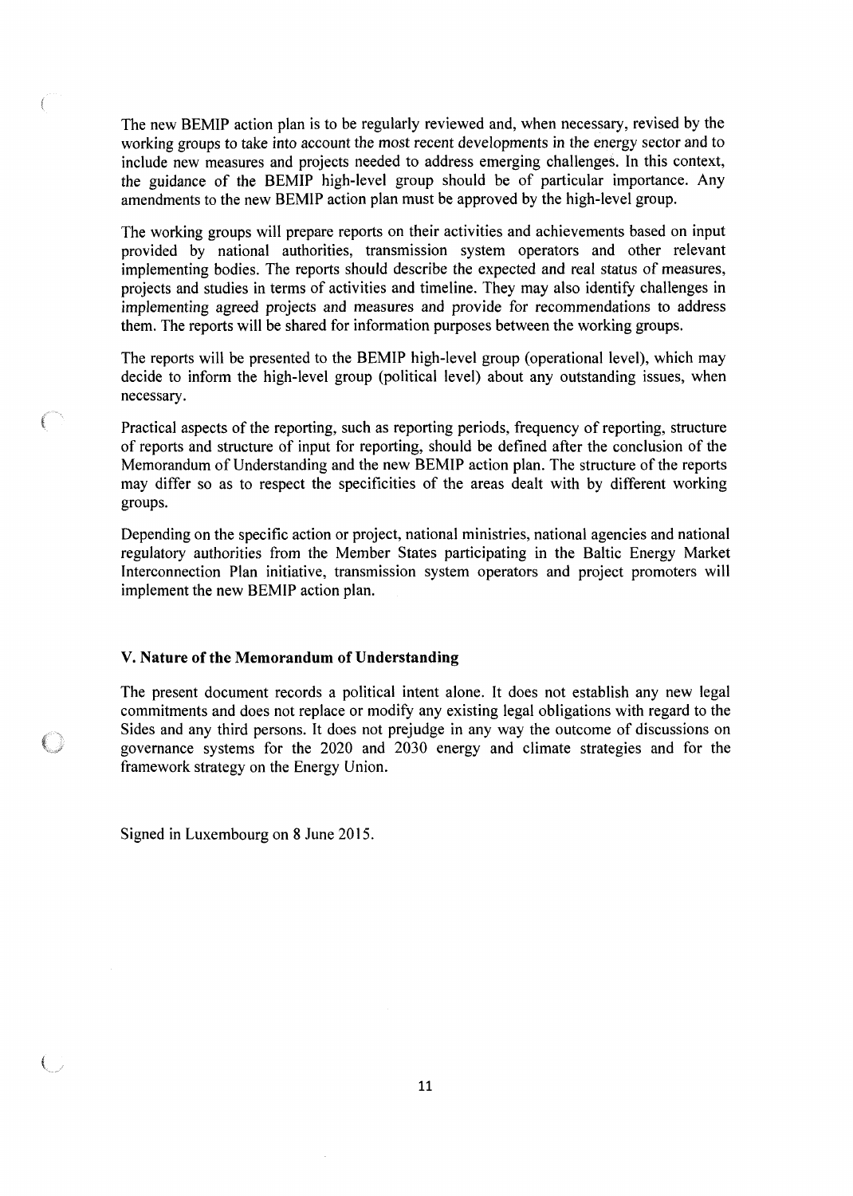The new BEMIP action plan is to be regularly reviewed and, when necessary, revised by the working groups to take into account the most recent developments in the energy sector and to include new measures and projects needed to address emerging challenges. In this context, the guidance of the BEMIP high-level group should be of particular importance. Any amendments to the new BEMIP action plan must be approved by the high-level group.

The working groups will prepare reports on their activities and achievements based on input provided by national authorities, transmission system operators and other relevant implementing bodies. The reports should describe the expected and real status of measures, projects and studies in terms of activities and timeline. They may also identify challenges in implementing agreed projects and measures and provide for recommendations to address them. The reports will be shared for information purposes between the working groups.

The reports will be presented to the BEMIP high-level group (operational level), which may decide to inform the high-level group (political level) about any outstanding issues, when necessary.

Practical aspects of the reporting, such as reporting periods, frequency of reporting, structure of reports and structure of input for reporting, should be defined after the conclusion of the Memorandum of Understanding and the new BEMIP action plan. The structure of the reports may differ so as to respect the specificities of the areas dealt with by different working groups.

Depending on the specific action or project, national ministries, national agencies and national regulatory authorities from the Member States participating in the Baltic Energy Market Interconnection Plan initiative, transmission system operators and project promoters will implement the new BEMIP action plan.

### V. Nature of the Memorandum of Understanding

The present document records a political intent alone. It does not establish any new legal commitments and does not replace or modify any existing legal obligations with regard to the Sides and any third persons. It does not prejudge in any way the outcome of discussions on governance systems for the 2020 and 2030 energy and climate strategies and for the framework strategy on the Energy Union.

Signed in Luxembourg on 8 June 2015.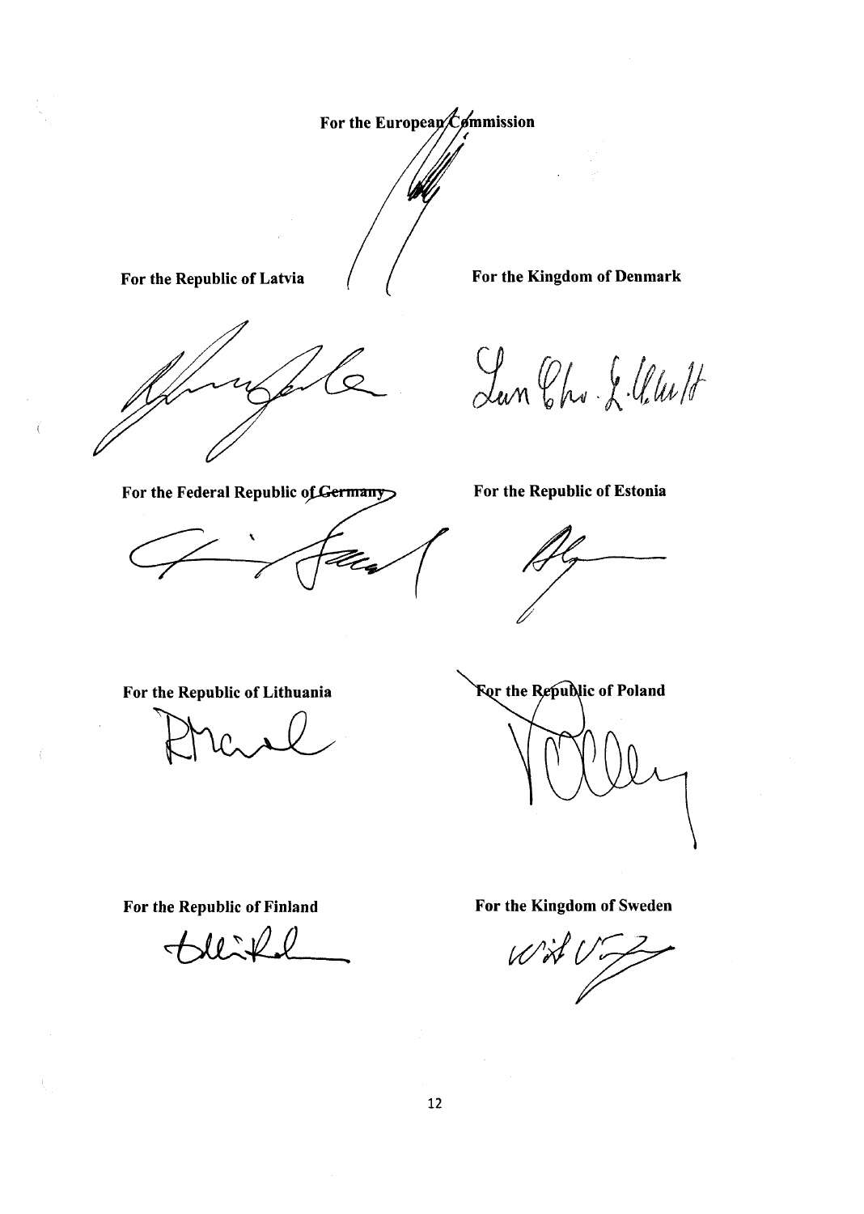For the European Commission

For the Republic of Latvia

For the Kingdom of Denmark

For the Federal Republic of Germany

For the Republic of Estonia

For the Republic of Lithuania

For the Republic of Poland

For the Republic of Finland

For the Kingdom of Sweden